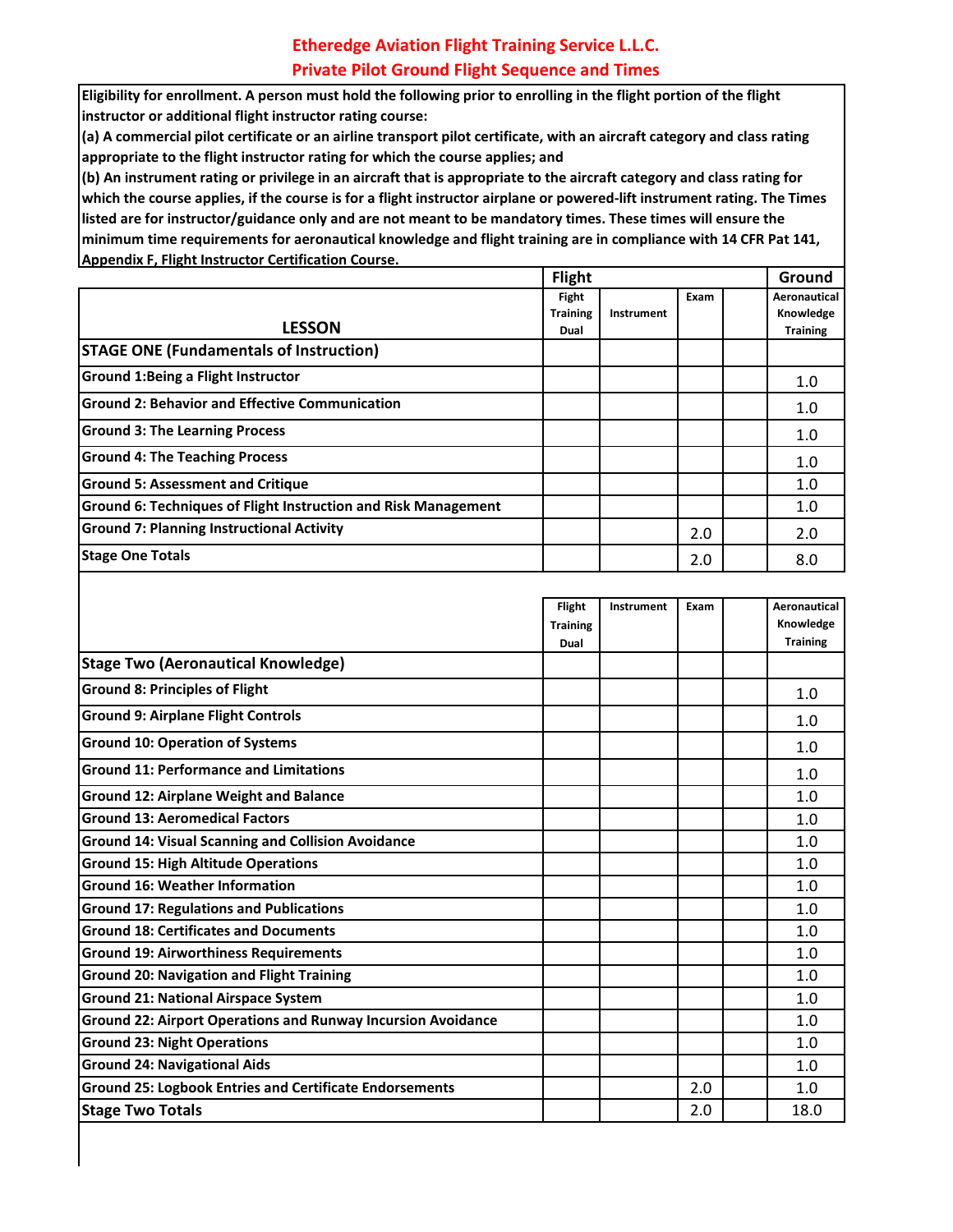# Etheredge Aviation Flight Training Service L.L.C.
## Private Pilot Ground Flight Sequence and Times

**Eligibility for enrollment. A person must hold the following prior to enrolling in the flight portion of the flight instructor or additional flight instructor rating course:**
**(a) A commercial pilot certificate or an airline transport pilot certificate, with an aircraft category and class rating appropriate to the flight instructor rating for which the course applies; and**
**(b) An instrument rating or privilege in an aircraft that is appropriate to the aircraft category and class rating for which the course applies, if the course is for a flight instructor airplane or powered-lift instrument rating. The Times listed are for instructor/guidance only and are not meant to be mandatory times. These times will ensure the minimum time requirements for aeronautical knowledge and flight training are in compliance with 14 CFR Pat 141, Appendix F, Flight Instructor Certification Course.**

| | Flight | | | | Ground |
|---|---|---|---|---|---|
| **LESSON** | Fight Training Dual | Instrument | Exam | | Aeronautical Knowledge Training |
| **STAGE ONE (Fundamentals of Instruction)** | | | | | |
| **Ground 1:Being a Flight Instructor** | | | | | 1.0 |
| **Ground 2: Behavior and Effective Communication** | | | | | 1.0 |
| **Ground 3: The Learning Process** | | | | | 1.0 |
| **Ground 4: The Teaching Process** | | | | | 1.0 |
| **Ground 5: Assessment and Critique** | | | | | 1.0 |
| **Ground 6: Techniques of Flight Instruction and Risk Management** | | | | | 1.0 |
| **Ground 7: Planning Instructional Activity** | | | 2.0 | | 2.0 |
| **Stage One Totals** | | | 2.0 | | 8.0 |

| | Flight Training Dual | Instrument | Exam | | Aeronautical Knowledge Training |
|---|---|---|---|---|---|
| **Stage Two (Aeronautical Knowledge)** | | | | | |
| **Ground 8: Principles of Flight** | | | | | 1.0 |
| **Ground 9: Airplane Flight Controls** | | | | | 1.0 |
| **Ground 10: Operation of Systems** | | | | | 1.0 |
| **Ground 11: Performance and Limitations** | | | | | 1.0 |
| **Ground 12: Airplane Weight and Balance** | | | | | 1.0 |
| **Ground 13: Aeromedical Factors** | | | | | 1.0 |
| **Ground 14: Visual Scanning and Collision Avoidance** | | | | | 1.0 |
| **Ground 15: High Altitude Operations** | | | | | 1.0 |
| **Ground 16: Weather Information** | | | | | 1.0 |
| **Ground 17: Regulations and Publications** | | | | | 1.0 |
| **Ground 18: Certificates and Documents** | | | | | 1.0 |
| **Ground 19: Airworthiness Requirements** | | | | | 1.0 |
| **Ground 20: Navigation and Flight Training** | | | | | 1.0 |
| **Ground 21: National Airspace System** | | | | | 1.0 |
| **Ground 22: Airport Operations and Runway Incursion Avoidance** | | | | | 1.0 |
| **Ground 23: Night Operations** | | | | | 1.0 |
| **Ground 24: Navigational Aids** | | | | | 1.0 |
| **Ground 25: Logbook Entries and Certificate Endorsements** | | | 2.0 | | 1.0 |
| **Stage Two Totals** | | | 2.0 | | 18.0 |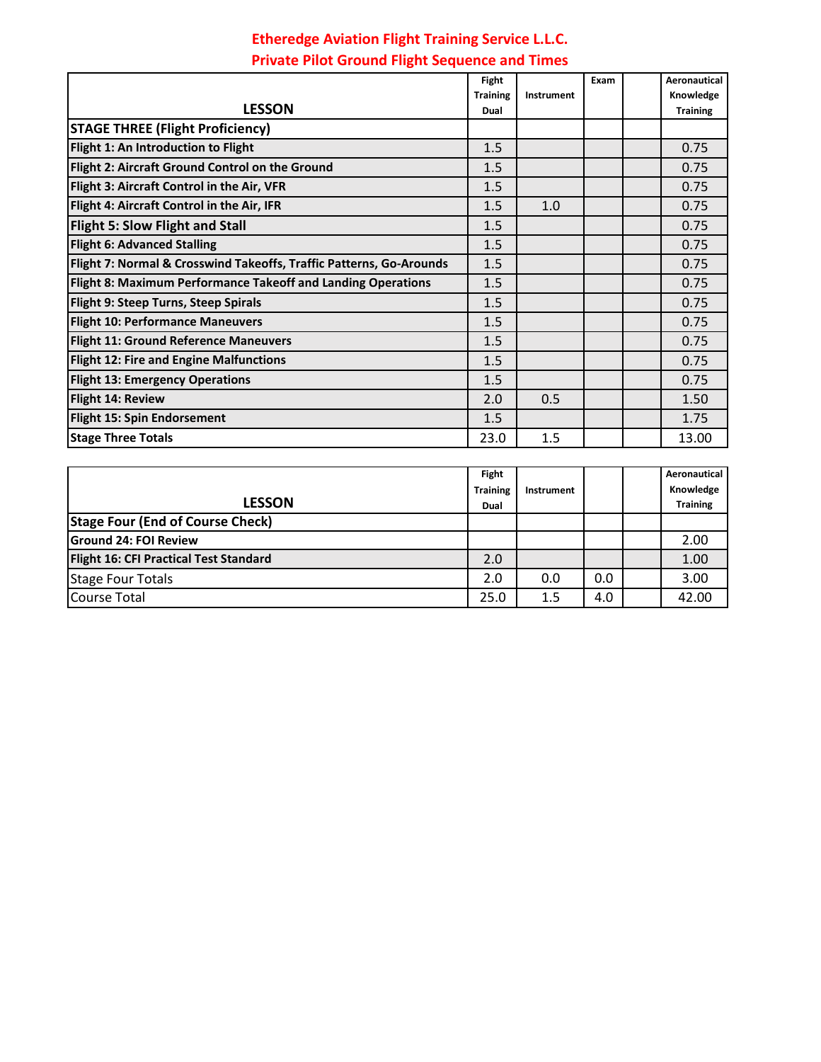# Etheredge Aviation Flight Training Service L.L.C.
## Private Pilot Ground Flight Sequence and Times

| LESSON | Fight Training Dual | Instrument | Exam | | Aeronautical Knowledge Training |
|---|---|---|---|---|---|
| **STAGE THREE (Flight Proficiency)** | | | | | |
| **Flight 1: An Introduction to Flight** | 1.5 | | | | 0.75 |
| **Flight 2: Aircraft Ground Control on the Ground** | 1.5 | | | | 0.75 |
| **Flight 3: Aircraft Control in the Air, VFR** | 1.5 | | | | 0.75 |
| **Flight 4: Aircraft Control in the Air, IFR** | 1.5 | 1.0 | | | 0.75 |
| **Flight 5: Slow Flight and Stall** | 1.5 | | | | 0.75 |
| **Flight 6: Advanced Stalling** | 1.5 | | | | 0.75 |
| **Flight 7: Normal & Crosswind Takeoffs, Traffic Patterns, Go-Arounds** | 1.5 | | | | 0.75 |
| **Flight 8: Maximum Performance Takeoff and Landing Operations** | 1.5 | | | | 0.75 |
| **Flight 9: Steep Turns, Steep Spirals** | 1.5 | | | | 0.75 |
| **Flight 10: Performance Maneuvers** | 1.5 | | | | 0.75 |
| **Flight 11: Ground Reference Maneuvers** | 1.5 | | | | 0.75 |
| **Flight 12: Fire and Engine Malfunctions** | 1.5 | | | | 0.75 |
| **Flight 13: Emergency Operations** | 1.5 | | | | 0.75 |
| **Flight 14: Review** | 2.0 | 0.5 | | | 1.50 |
| **Flight 15: Spin Endorsement** | 1.5 | | | | 1.75 |
| **Stage Three Totals** | 23.0 | 1.5 | | | 13.00 |

| LESSON | Fight Training Dual | Instrument | | | Aeronautical Knowledge Training |
|---|---|---|---|---|---|
| **Stage Four (End of Course Check)** | | | | | |
| **Ground 24: FOI Review** | | | | | 2.00 |
| **Flight 16: CFI Practical Test Standard** | 2.0 | | | | 1.00 |
| Stage Four Totals | 2.0 | 0.0 | 0.0 | | 3.00 |
| Course Total | 25.0 | 1.5 | 4.0 | | 42.00 |